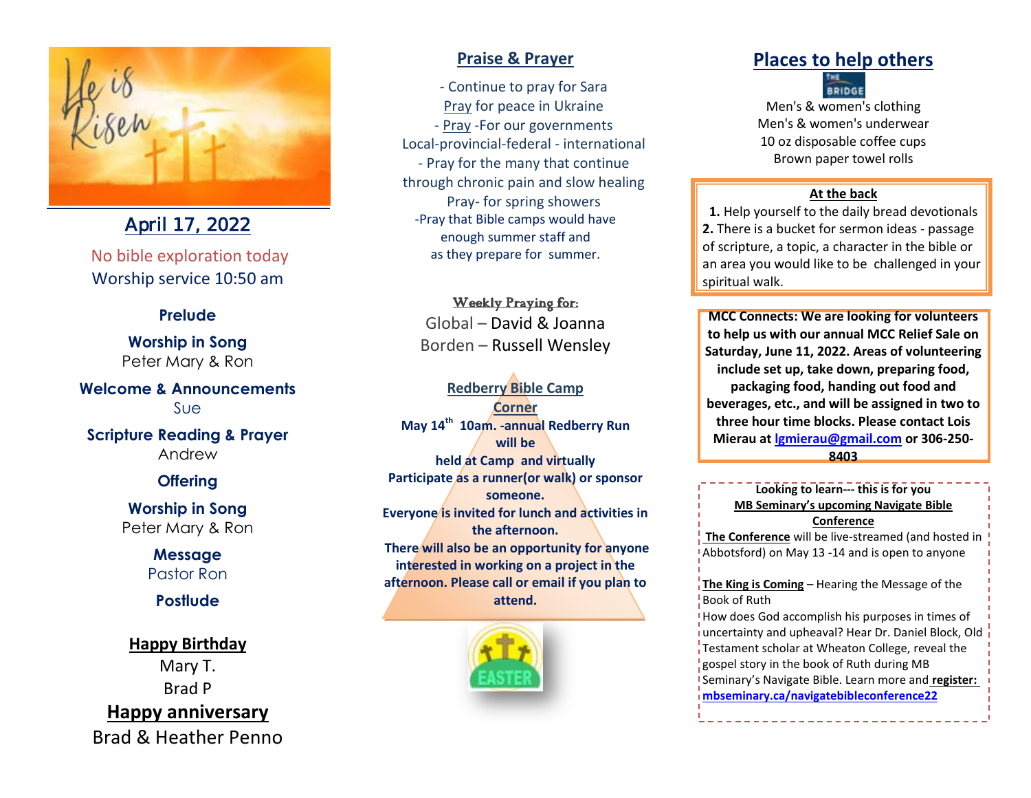## April 17, 2022

No bible exploration today
Worship service 10:50 am

**Prelude**

**Worship in Song**
Peter Mary & Ron

**Welcome & Announcements**
Sue

**Scripture Reading & Prayer**
Andrew

**Offering**

**Worship in Song**
Peter Mary & Ron

**Message**
Pastor Ron

**Postlude**

**Happy Birthday**
Mary T.
Brad P

**Happy anniversary**
Brad & Heather Penno

## Praise & Prayer

- Continue to pray for Sara
Pray for peace in Ukraine
- Pray -For our governments
Local-provincial-federal - international
- Pray for the many that continue through chronic pain and slow healing
Pray- for spring showers
-Pray that Bible camps would have enough summer staff and as they prepare for summer.

**Weekly Praying for:**
Global – David & Joanna
Borden – Russell Wensley

**Redberry Bible Camp Corner**

**May 14th 10am. -annual Redberry Run will be held at Camp and virtually**
**Participate as a runner(or walk) or sponsor someone.**
**Everyone is invited for lunch and activities in the afternoon.**
**There will also be an opportunity for anyone interested in working on a project in the afternoon. Please call or email if you plan to attend.**

## Places to help others

THE BRIDGE
Men's & women's clothing
Men's & women's underwear
10 oz disposable coffee cups
Brown paper towel rolls

**At the back**

**1.** Help yourself to the daily bread devotionals
**2.** There is a bucket for sermon ideas - passage of scripture, a topic, a character in the bible or an area you would like to be challenged in your spiritual walk.

**MCC Connects: We are looking for volunteers to help us with our annual MCC Relief Sale on Saturday, June 11, 2022. Areas of volunteering include set up, take down, preparing food, packaging food, handing out food and beverages, etc., and will be assigned in two to three hour time blocks. Please contact Lois Mierau at lgmierau@gmail.com or 306-250-8403**

**Looking to learn--- this is for you**
**MB Seminary's upcoming Navigate Bible Conference**
**The Conference** will be live-streamed (and hosted in Abbotsford) on May 13 -14 and is open to anyone

**The King is Coming** – Hearing the Message of the Book of Ruth
How does God accomplish his purposes in times of uncertainty and upheaval? Hear Dr. Daniel Block, Old Testament scholar at Wheaton College, reveal the gospel story in the book of Ruth during MB Seminary's Navigate Bible. Learn more and **register: mbseminary.ca/navigatebibleconference22**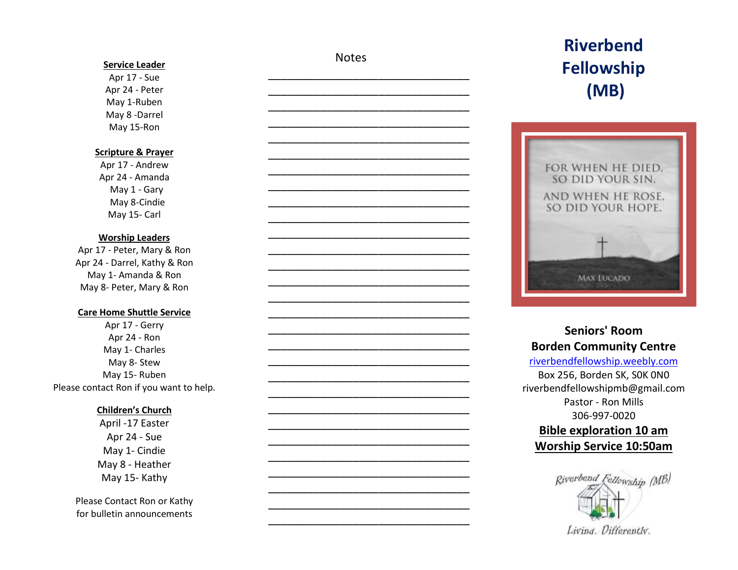**Service Leader**

Apr 17 - Sue
Apr 24 - Peter
May 1-Ruben
May 8 -Darrel
May 15-Ron

**Scripture & Prayer**

Apr 17 - Andrew
Apr 24 - Amanda
May 1 - Gary
May 8-Cindie
May 15- Carl

**Worship Leaders**

Apr 17 - Peter, Mary & Ron
Apr 24 - Darrel, Kathy & Ron
May 1- Amanda & Ron
May 8- Peter, Mary & Ron

**Care Home Shuttle Service**

Apr 17 - Gerry
Apr 24 - Ron
May 1- Charles
May 8- Stew
May 15- Ruben
Please contact Ron if you want to help.

**Children's Church**

April -17 Easter
Apr 24 - Sue
May 1- Cindie
May 8 - Heather
May 15- Kathy

Please Contact Ron or Kathy for bulletin announcements

Notes

______________________________________
______________________________________
______________________________________
______________________________________
______________________________________
______________________________________
______________________________________
______________________________________
______________________________________
______________________________________
______________________________________
______________________________________
______________________________________
______________________________________
______________________________________
______________________________________
______________________________________
______________________________________
______________________________________
______________________________________
______________________________________
______________________________________
______________________________________
______________________________________
______________________________________
______________________________________
______________________________________
______________________________________
______________________________________
______________________________________

# Riverbend Fellowship (MB)

FOR WHEN HE DIED, SO DID YOUR SIN.
AND WHEN HE ROSE, SO DID YOUR HOPE.
MAX LUCADO

**Seniors' Room**
**Borden Community Centre**
riverbendfellowship.weebly.com
Box 256, Borden SK, S0K 0N0
riverbendfellowshipmb@gmail.com
Pastor - Ron Mills
306-997-0020

**Bible exploration 10 am**
**Worship Service 10:50am**

Riverbend Fellowship (MB)
Living. Differently.